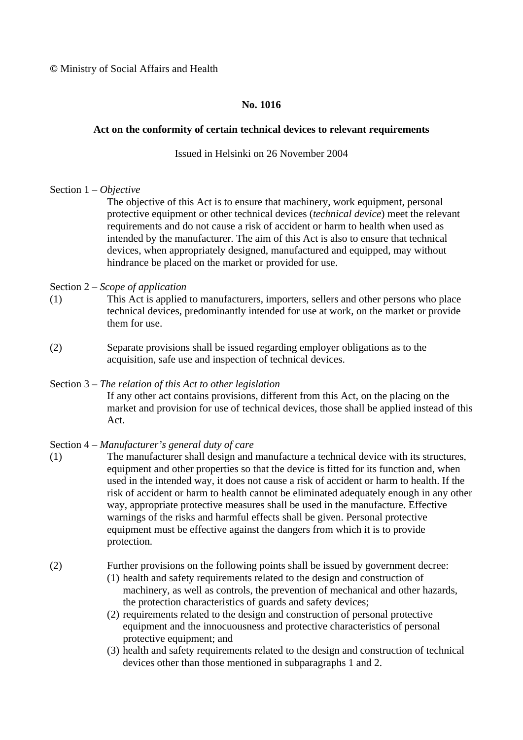© Ministry of Social Affairs and Health

**No. 1016**

**Act on the conformity of certain technical devices to relevant requirements**

Issued in Helsinki on 26 November 2004

Section 1 – *Objective*

The objective of this Act is to ensure that machinery, work equipment, personal protective equipment or other technical devices (*technical device*) meet the relevant requirements and do not cause a risk of accident or harm to health when used as intended by the manufacturer. The aim of this Act is also to ensure that technical devices, when appropriately designed, manufactured and equipped, may without hindrance be placed on the market or provided for use.

Section 2 – *Scope of application*

(1) This Act is applied to manufacturers, importers, sellers and other persons who place technical devices, predominantly intended for use at work, on the market or provide them for use.

(2) Separate provisions shall be issued regarding employer obligations as to the acquisition, safe use and inspection of technical devices.

Section 3 – *The relation of this Act to other legislation*

If any other act contains provisions, different from this Act, on the placing on the market and provision for use of technical devices, those shall be applied instead of this Act.

Section 4 – *Manufacturer's general duty of care*

(1) The manufacturer shall design and manufacture a technical device with its structures, equipment and other properties so that the device is fitted for its function and, when used in the intended way, it does not cause a risk of accident or harm to health. If the risk of accident or harm to health cannot be eliminated adequately enough in any other way, appropriate protective measures shall be used in the manufacture. Effective warnings of the risks and harmful effects shall be given. Personal protective equipment must be effective against the dangers from which it is to provide protection.

(2) Further provisions on the following points shall be issued by government decree:

(1) health and safety requirements related to the design and construction of machinery, as well as controls, the prevention of mechanical and other hazards, the protection characteristics of guards and safety devices;

(2) requirements related to the design and construction of personal protective equipment and the innocuousness and protective characteristics of personal protective equipment; and

(3) health and safety requirements related to the design and construction of technical devices other than those mentioned in subparagraphs 1 and 2.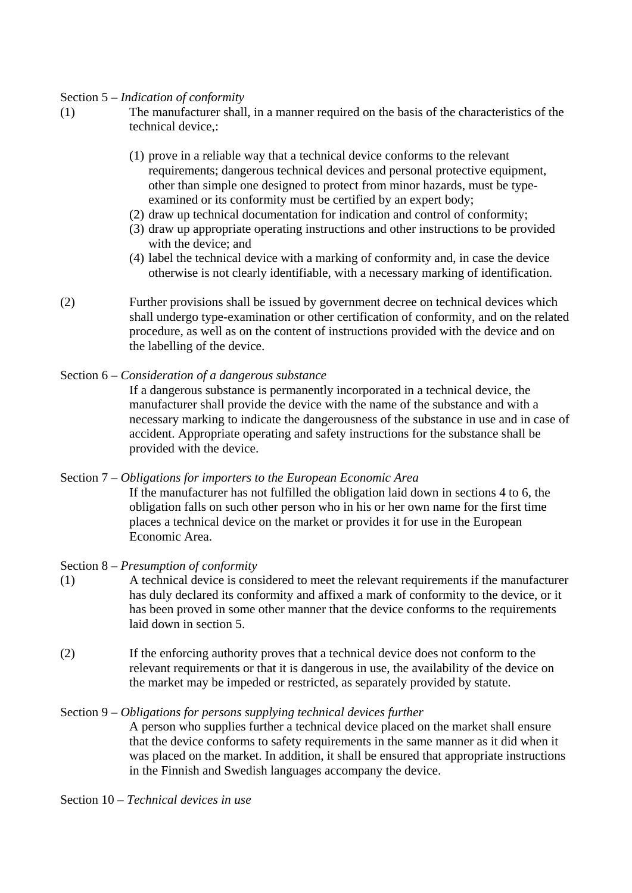Section 5 – *Indication of conformity*

(1) The manufacturer shall, in a manner required on the basis of the characteristics of the technical device,:

(1) prove in a reliable way that a technical device conforms to the relevant requirements; dangerous technical devices and personal protective equipment, other than simple one designed to protect from minor hazards, must be type-examined or its conformity must be certified by an expert body;
(2) draw up technical documentation for indication and control of conformity;
(3) draw up appropriate operating instructions and other instructions to be provided with the device; and
(4) label the technical device with a marking of conformity and, in case the device otherwise is not clearly identifiable, with a necessary marking of identification.

(2) Further provisions shall be issued by government decree on technical devices which shall undergo type-examination or other certification of conformity, and on the related procedure, as well as on the content of instructions provided with the device and on the labelling of the device.

Section 6 – *Consideration of a dangerous substance*

If a dangerous substance is permanently incorporated in a technical device, the manufacturer shall provide the device with the name of the substance and with a necessary marking to indicate the dangerousness of the substance in use and in case of accident. Appropriate operating and safety instructions for the substance shall be provided with the device.

Section 7 – *Obligations for importers to the European Economic Area*

If the manufacturer has not fulfilled the obligation laid down in sections 4 to 6, the obligation falls on such other person who in his or her own name for the first time places a technical device on the market or provides it for use in the European Economic Area.

Section 8 – *Presumption of conformity*

(1) A technical device is considered to meet the relevant requirements if the manufacturer has duly declared its conformity and affixed a mark of conformity to the device, or it has been proved in some other manner that the device conforms to the requirements laid down in section 5.

(2) If the enforcing authority proves that a technical device does not conform to the relevant requirements or that it is dangerous in use, the availability of the device on the market may be impeded or restricted, as separately provided by statute.

Section 9 – *Obligations for persons supplying technical devices further*

A person who supplies further a technical device placed on the market shall ensure that the device conforms to safety requirements in the same manner as it did when it was placed on the market. In addition, it shall be ensured that appropriate instructions in the Finnish and Swedish languages accompany the device.

Section 10 – *Technical devices in use*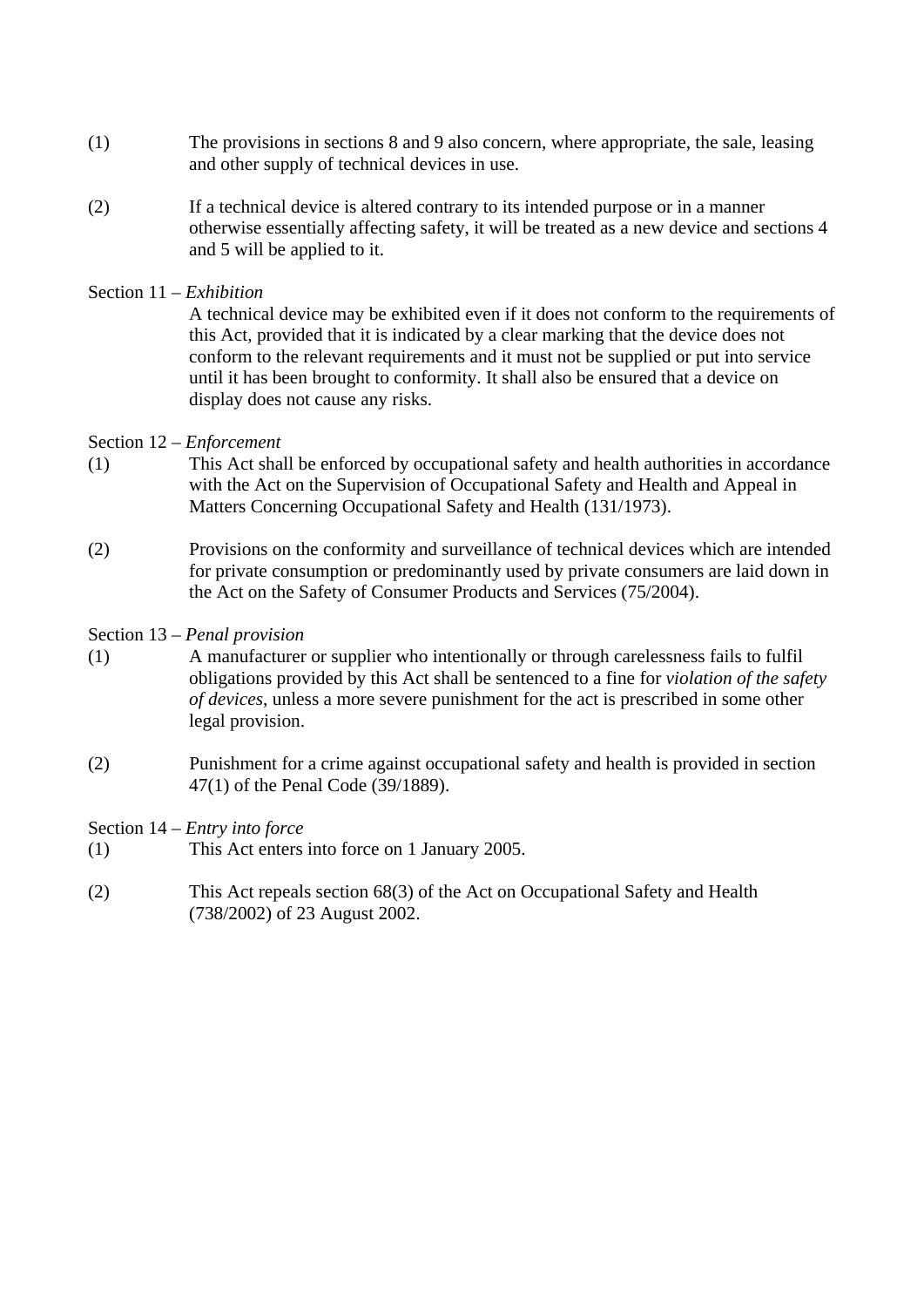(1) The provisions in sections 8 and 9 also concern, where appropriate, the sale, leasing and other supply of technical devices in use.

(2) If a technical device is altered contrary to its intended purpose or in a manner otherwise essentially affecting safety, it will be treated as a new device and sections 4 and 5 will be applied to it.

Section 11 – *Exhibition*

A technical device may be exhibited even if it does not conform to the requirements of this Act, provided that it is indicated by a clear marking that the device does not conform to the relevant requirements and it must not be supplied or put into service until it has been brought to conformity. It shall also be ensured that a device on display does not cause any risks.

Section 12 – *Enforcement*

(1) This Act shall be enforced by occupational safety and health authorities in accordance with the Act on the Supervision of Occupational Safety and Health and Appeal in Matters Concerning Occupational Safety and Health (131/1973).

(2) Provisions on the conformity and surveillance of technical devices which are intended for private consumption or predominantly used by private consumers are laid down in the Act on the Safety of Consumer Products and Services (75/2004).

Section 13 – *Penal provision*

(1) A manufacturer or supplier who intentionally or through carelessness fails to fulfil obligations provided by this Act shall be sentenced to a fine for *violation of the safety of devices*, unless a more severe punishment for the act is prescribed in some other legal provision.

(2) Punishment for a crime against occupational safety and health is provided in section 47(1) of the Penal Code (39/1889).

Section 14 – *Entry into force*

(1) This Act enters into force on 1 January 2005.

(2) This Act repeals section 68(3) of the Act on Occupational Safety and Health (738/2002) of 23 August 2002.